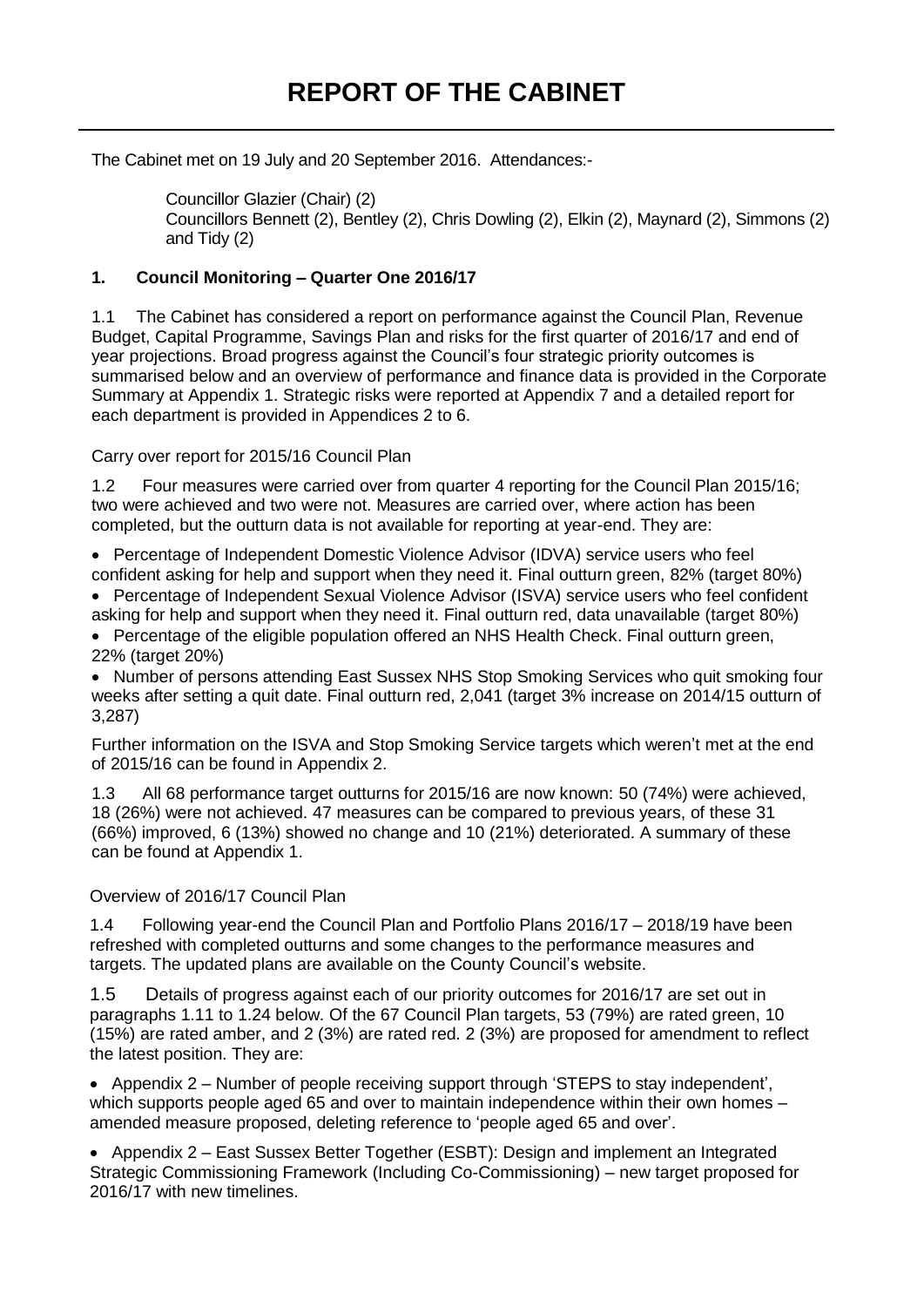# REPORT OF THE CABINET

The Cabinet met on 19 July and 20 September 2016. Attendances:-

Councillor Glazier (Chair) (2)
Councillors Bennett (2), Bentley (2), Chris Dowling (2), Elkin (2), Maynard (2), Simmons (2) and Tidy (2)

## 1. Council Monitoring – Quarter One 2016/17

1.1 The Cabinet has considered a report on performance against the Council Plan, Revenue Budget, Capital Programme, Savings Plan and risks for the first quarter of 2016/17 and end of year projections. Broad progress against the Council's four strategic priority outcomes is summarised below and an overview of performance and finance data is provided in the Corporate Summary at Appendix 1. Strategic risks were reported at Appendix 7 and a detailed report for each department is provided in Appendices 2 to 6.

Carry over report for 2015/16 Council Plan

1.2 Four measures were carried over from quarter 4 reporting for the Council Plan 2015/16; two were achieved and two were not. Measures are carried over, where action has been completed, but the outturn data is not available for reporting at year-end. They are:

- Percentage of Independent Domestic Violence Advisor (IDVA) service users who feel confident asking for help and support when they need it. Final outturn green, 82% (target 80%)
- Percentage of Independent Sexual Violence Advisor (ISVA) service users who feel confident asking for help and support when they need it. Final outturn red, data unavailable (target 80%)
- Percentage of the eligible population offered an NHS Health Check. Final outturn green, 22% (target 20%)
- Number of persons attending East Sussex NHS Stop Smoking Services who quit smoking four weeks after setting a quit date. Final outturn red, 2,041 (target 3% increase on 2014/15 outturn of 3,287)

Further information on the ISVA and Stop Smoking Service targets which weren't met at the end of 2015/16 can be found in Appendix 2.

1.3 All 68 performance target outturns for 2015/16 are now known: 50 (74%) were achieved, 18 (26%) were not achieved. 47 measures can be compared to previous years, of these 31 (66%) improved, 6 (13%) showed no change and 10 (21%) deteriorated. A summary of these can be found at Appendix 1.

Overview of 2016/17 Council Plan

1.4 Following year-end the Council Plan and Portfolio Plans 2016/17 – 2018/19 have been refreshed with completed outturns and some changes to the performance measures and targets. The updated plans are available on the County Council's website.

1.5 Details of progress against each of our priority outcomes for 2016/17 are set out in paragraphs 1.11 to 1.24 below. Of the 67 Council Plan targets, 53 (79%) are rated green, 10 (15%) are rated amber, and 2 (3%) are rated red. 2 (3%) are proposed for amendment to reflect the latest position. They are:

- Appendix 2 – Number of people receiving support through 'STEPS to stay independent', which supports people aged 65 and over to maintain independence within their own homes – amended measure proposed, deleting reference to 'people aged 65 and over'.

- Appendix 2 – East Sussex Better Together (ESBT): Design and implement an Integrated Strategic Commissioning Framework (Including Co-Commissioning) – new target proposed for 2016/17 with new timelines.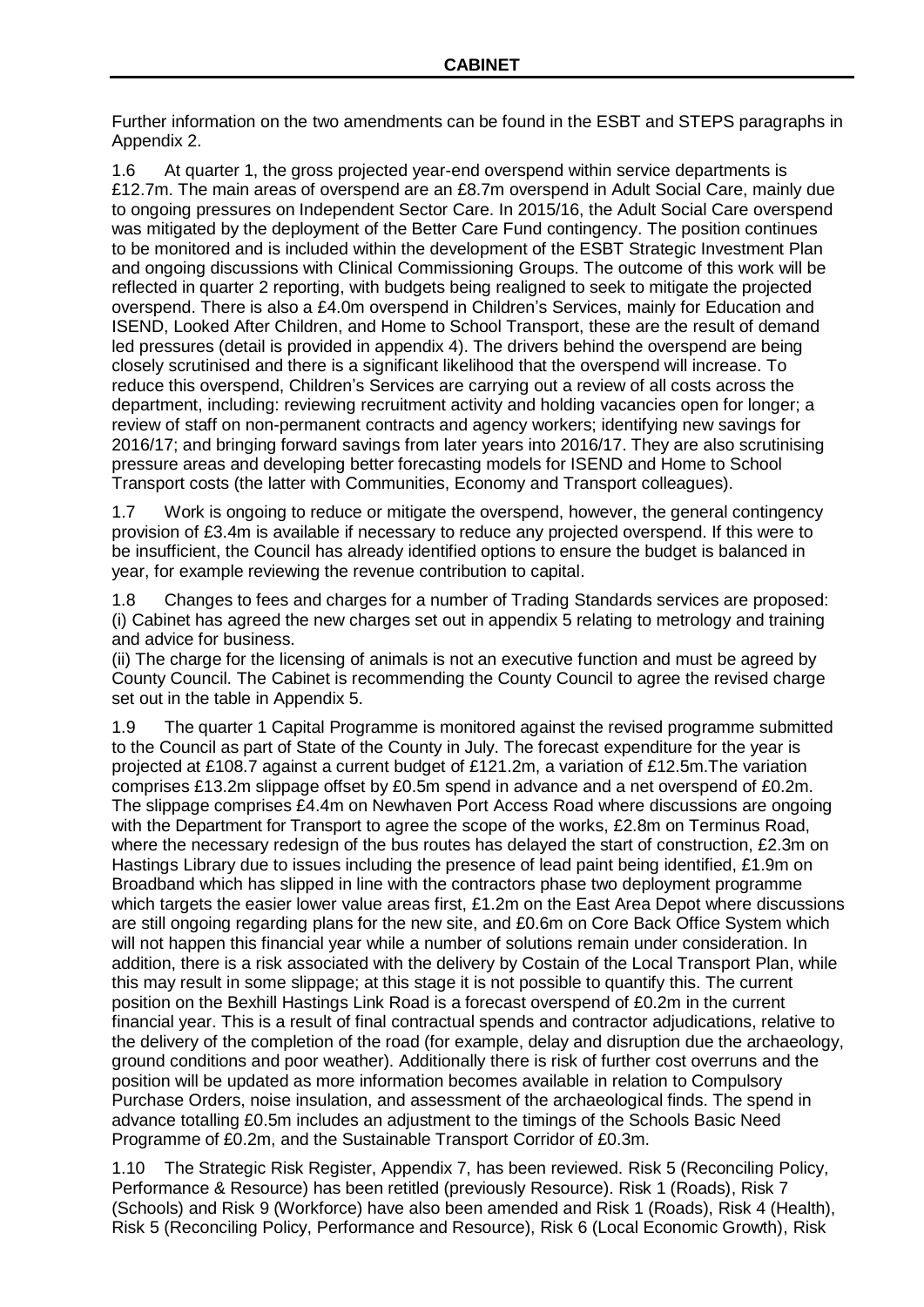Further information on the two amendments can be found in the ESBT and STEPS paragraphs in Appendix 2.

1.6 At quarter 1, the gross projected year-end overspend within service departments is £12.7m. The main areas of overspend are an £8.7m overspend in Adult Social Care, mainly due to ongoing pressures on Independent Sector Care. In 2015/16, the Adult Social Care overspend was mitigated by the deployment of the Better Care Fund contingency. The position continues to be monitored and is included within the development of the ESBT Strategic Investment Plan and ongoing discussions with Clinical Commissioning Groups. The outcome of this work will be reflected in quarter 2 reporting, with budgets being realigned to seek to mitigate the projected overspend. There is also a £4.0m overspend in Children's Services, mainly for Education and ISEND, Looked After Children, and Home to School Transport, these are the result of demand led pressures (detail is provided in appendix 4). The drivers behind the overspend are being closely scrutinised and there is a significant likelihood that the overspend will increase. To reduce this overspend, Children's Services are carrying out a review of all costs across the department, including: reviewing recruitment activity and holding vacancies open for longer; a review of staff on non-permanent contracts and agency workers; identifying new savings for 2016/17; and bringing forward savings from later years into 2016/17. They are also scrutinising pressure areas and developing better forecasting models for ISEND and Home to School Transport costs (the latter with Communities, Economy and Transport colleagues).

1.7 Work is ongoing to reduce or mitigate the overspend, however, the general contingency provision of £3.4m is available if necessary to reduce any projected overspend. If this were to be insufficient, the Council has already identified options to ensure the budget is balanced in year, for example reviewing the revenue contribution to capital.

1.8 Changes to fees and charges for a number of Trading Standards services are proposed:
(i) Cabinet has agreed the new charges set out in appendix 5 relating to metrology and training and advice for business.
(ii) The charge for the licensing of animals is not an executive function and must be agreed by County Council. The Cabinet is recommending the County Council to agree the revised charge set out in the table in Appendix 5.

1.9 The quarter 1 Capital Programme is monitored against the revised programme submitted to the Council as part of State of the County in July. The forecast expenditure for the year is projected at £108.7 against a current budget of £121.2m, a variation of £12.5m.The variation comprises £13.2m slippage offset by £0.5m spend in advance and a net overspend of £0.2m. The slippage comprises £4.4m on Newhaven Port Access Road where discussions are ongoing with the Department for Transport to agree the scope of the works, £2.8m on Terminus Road, where the necessary redesign of the bus routes has delayed the start of construction, £2.3m on Hastings Library due to issues including the presence of lead paint being identified, £1.9m on Broadband which has slipped in line with the contractors phase two deployment programme which targets the easier lower value areas first, £1.2m on the East Area Depot where discussions are still ongoing regarding plans for the new site, and £0.6m on Core Back Office System which will not happen this financial year while a number of solutions remain under consideration. In addition, there is a risk associated with the delivery by Costain of the Local Transport Plan, while this may result in some slippage; at this stage it is not possible to quantify this. The current position on the Bexhill Hastings Link Road is a forecast overspend of £0.2m in the current financial year. This is a result of final contractual spends and contractor adjudications, relative to the delivery of the completion of the road (for example, delay and disruption due the archaeology, ground conditions and poor weather). Additionally there is risk of further cost overruns and the position will be updated as more information becomes available in relation to Compulsory Purchase Orders, noise insulation, and assessment of the archaeological finds. The spend in advance totalling £0.5m includes an adjustment to the timings of the Schools Basic Need Programme of £0.2m, and the Sustainable Transport Corridor of £0.3m.

1.10 The Strategic Risk Register, Appendix 7, has been reviewed. Risk 5 (Reconciling Policy, Performance & Resource) has been retitled (previously Resource). Risk 1 (Roads), Risk 7 (Schools) and Risk 9 (Workforce) have also been amended and Risk 1 (Roads), Risk 4 (Health), Risk 5 (Reconciling Policy, Performance and Resource), Risk 6 (Local Economic Growth), Risk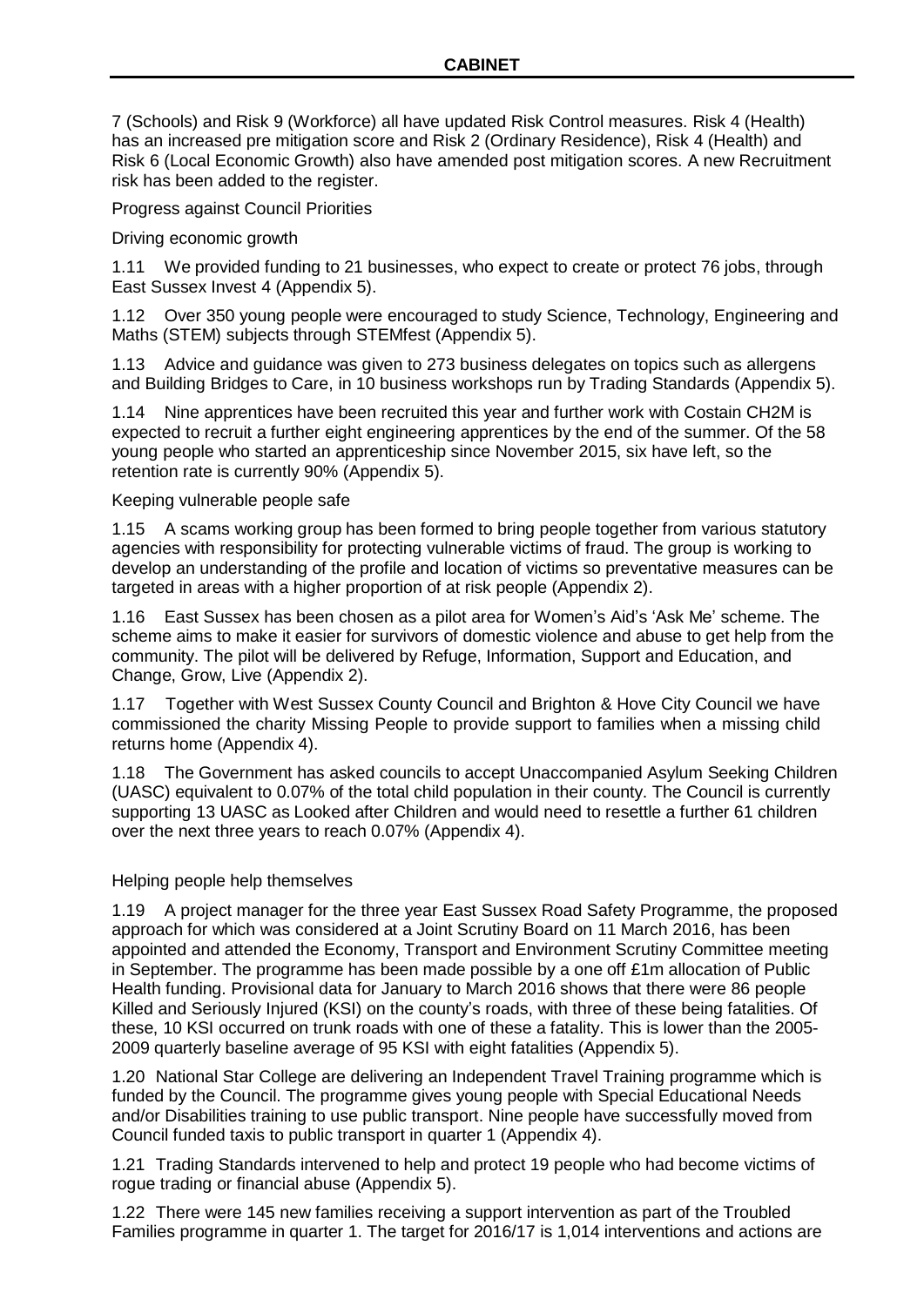7 (Schools) and Risk 9 (Workforce) all have updated Risk Control measures. Risk 4 (Health) has an increased pre mitigation score and Risk 2 (Ordinary Residence), Risk 4 (Health) and Risk 6 (Local Economic Growth) also have amended post mitigation scores. A new Recruitment risk has been added to the register.

Progress against Council Priorities

Driving economic growth

1.11 We provided funding to 21 businesses, who expect to create or protect 76 jobs, through East Sussex Invest 4 (Appendix 5).

1.12 Over 350 young people were encouraged to study Science, Technology, Engineering and Maths (STEM) subjects through STEMfest (Appendix 5).

1.13 Advice and guidance was given to 273 business delegates on topics such as allergens and Building Bridges to Care, in 10 business workshops run by Trading Standards (Appendix 5).

1.14 Nine apprentices have been recruited this year and further work with Costain CH2M is expected to recruit a further eight engineering apprentices by the end of the summer. Of the 58 young people who started an apprenticeship since November 2015, six have left, so the retention rate is currently 90% (Appendix 5).

Keeping vulnerable people safe

1.15 A scams working group has been formed to bring people together from various statutory agencies with responsibility for protecting vulnerable victims of fraud. The group is working to develop an understanding of the profile and location of victims so preventative measures can be targeted in areas with a higher proportion of at risk people (Appendix 2).

1.16 East Sussex has been chosen as a pilot area for Women's Aid's 'Ask Me' scheme. The scheme aims to make it easier for survivors of domestic violence and abuse to get help from the community. The pilot will be delivered by Refuge, Information, Support and Education, and Change, Grow, Live (Appendix 2).

1.17 Together with West Sussex County Council and Brighton & Hove City Council we have commissioned the charity Missing People to provide support to families when a missing child returns home (Appendix 4).

1.18 The Government has asked councils to accept Unaccompanied Asylum Seeking Children (UASC) equivalent to 0.07% of the total child population in their county. The Council is currently supporting 13 UASC as Looked after Children and would need to resettle a further 61 children over the next three years to reach 0.07% (Appendix 4).

Helping people help themselves

1.19 A project manager for the three year East Sussex Road Safety Programme, the proposed approach for which was considered at a Joint Scrutiny Board on 11 March 2016, has been appointed and attended the Economy, Transport and Environment Scrutiny Committee meeting in September. The programme has been made possible by a one off £1m allocation of Public Health funding. Provisional data for January to March 2016 shows that there were 86 people Killed and Seriously Injured (KSI) on the county's roads, with three of these being fatalities. Of these, 10 KSI occurred on trunk roads with one of these a fatality. This is lower than the 2005-2009 quarterly baseline average of 95 KSI with eight fatalities (Appendix 5).

1.20 National Star College are delivering an Independent Travel Training programme which is funded by the Council. The programme gives young people with Special Educational Needs and/or Disabilities training to use public transport. Nine people have successfully moved from Council funded taxis to public transport in quarter 1 (Appendix 4).

1.21 Trading Standards intervened to help and protect 19 people who had become victims of rogue trading or financial abuse (Appendix 5).

1.22 There were 145 new families receiving a support intervention as part of the Troubled Families programme in quarter 1. The target for 2016/17 is 1,014 interventions and actions are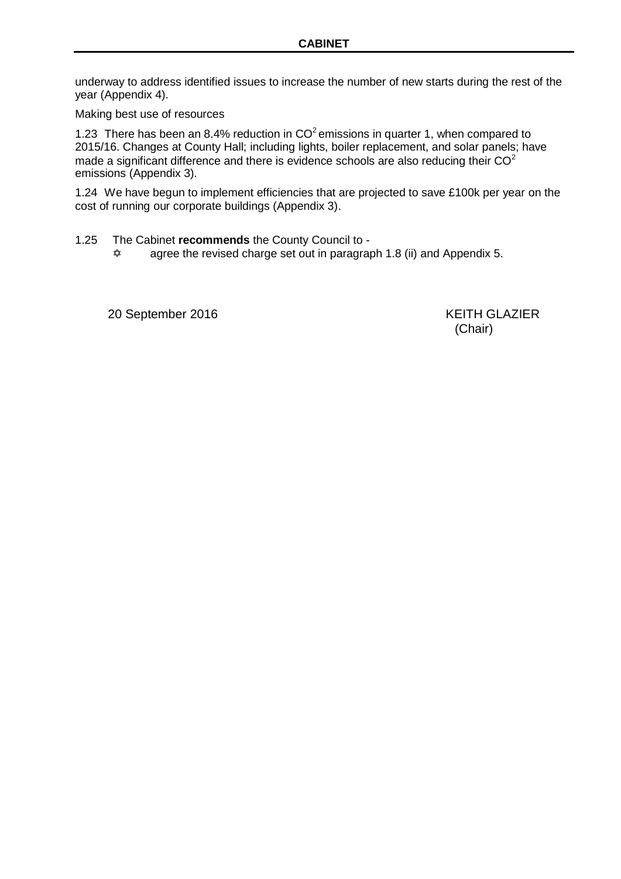underway to address identified issues to increase the number of new starts during the rest of the year (Appendix 4).

Making best use of resources

1.23 There has been an 8.4% reduction in $CO^2$ emissions in quarter 1, when compared to 2015/16. Changes at County Hall; including lights, boiler replacement, and solar panels; have made a significant difference and there is evidence schools are also reducing their $CO^2$ emissions (Appendix 3).

1.24 We have begun to implement efficiencies that are projected to save £100k per year on the cost of running our corporate buildings (Appendix 3).

1.25 The Cabinet **recommends** the County Council to -

- agree the revised charge set out in paragraph 1.8 (ii) and Appendix 5.

20 September 2016

KEITH GLAZIER
(Chair)